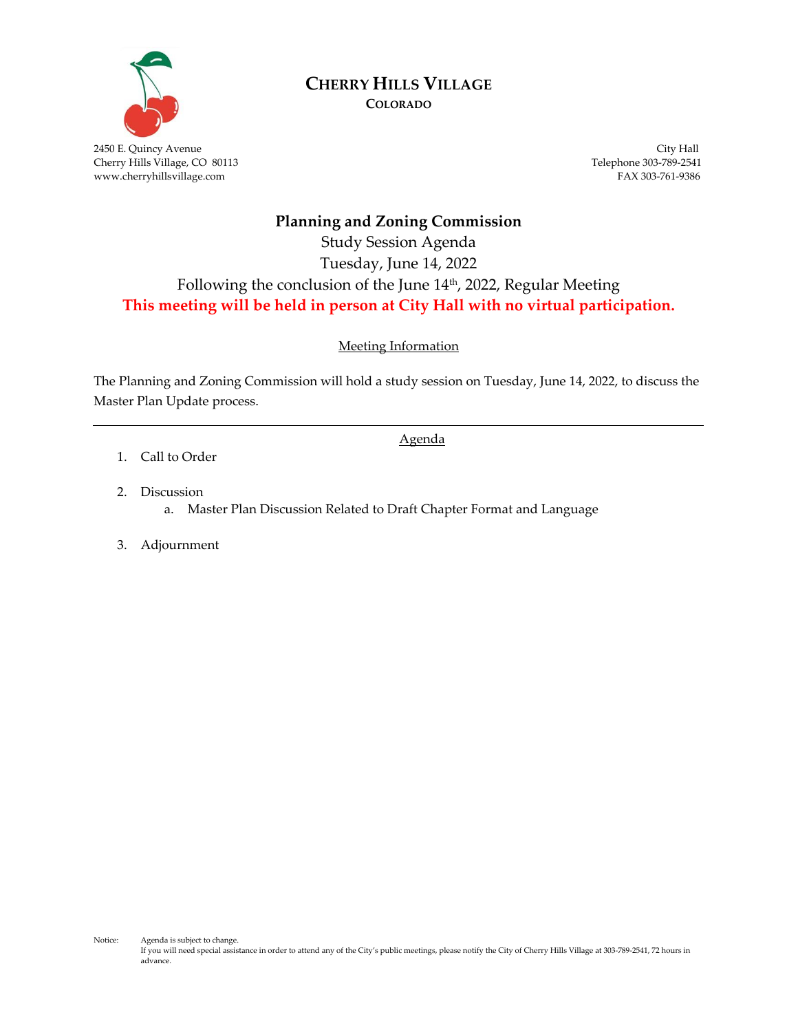# CHERRY HILLS VILLAGE

**COLORADO**

2450 E. Quincy Avenue
Cherry Hills Village, CO 80113
www.cherryhillsvillage.com

City Hall
Telephone 303-789-2541
FAX 303-761-9386

## Planning and Zoning Commission

Study Session Agenda

Tuesday, June 14, 2022

Following the conclusion of the June 14th, 2022, Regular Meeting

**This meeting will be held in person at City Hall with no virtual participation.**

### Meeting Information

The Planning and Zoning Commission will hold a study session on Tuesday, June 14, 2022, to discuss the Master Plan Update process.

---

### Agenda

1. Call to Order

2. Discussion
   a. Master Plan Discussion Related to Draft Chapter Format and Language

3. Adjournment

Notice: Agenda is subject to change.
If you will need special assistance in order to attend any of the City's public meetings, please notify the City of Cherry Hills Village at 303-789-2541, 72 hours in advance.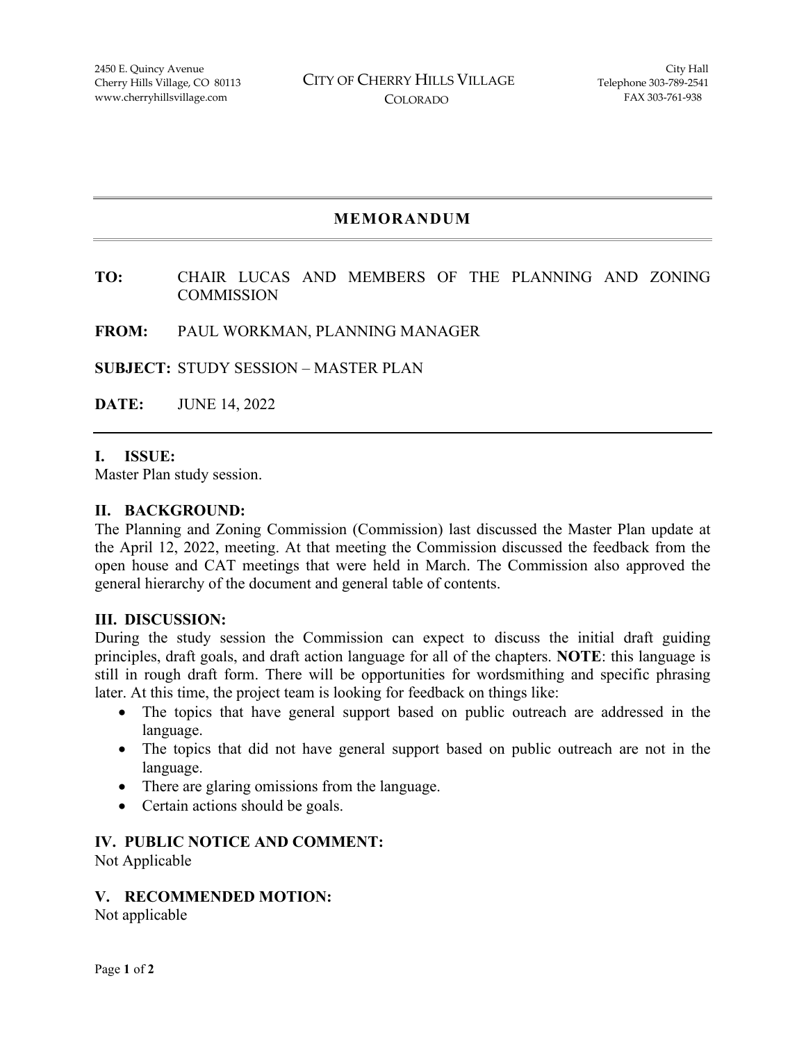2450 E. Quincy Avenue
Cherry Hills Village, CO 80113
www.cherryhillsvillage.com

CITY OF CHERRY HILLS VILLAGE
COLORADO

City Hall
Telephone 303-789-2541
FAX 303-761-938

# MEMORANDUM

**TO:** CHAIR LUCAS AND MEMBERS OF THE PLANNING AND ZONING COMMISSION

**FROM:** PAUL WORKMAN, PLANNING MANAGER

**SUBJECT:** STUDY SESSION – MASTER PLAN

**DATE:** JUNE 14, 2022

## I. ISSUE:

Master Plan study session.

## II. BACKGROUND:

The Planning and Zoning Commission (Commission) last discussed the Master Plan update at the April 12, 2022, meeting. At that meeting the Commission discussed the feedback from the open house and CAT meetings that were held in March. The Commission also approved the general hierarchy of the document and general table of contents.

## III. DISCUSSION:

During the study session the Commission can expect to discuss the initial draft guiding principles, draft goals, and draft action language for all of the chapters. **NOTE**: this language is still in rough draft form. There will be opportunities for wordsmithing and specific phrasing later. At this time, the project team is looking for feedback on things like:

- The topics that have general support based on public outreach are addressed in the language.
- The topics that did not have general support based on public outreach are not in the language.
- There are glaring omissions from the language.
- Certain actions should be goals.

## IV. PUBLIC NOTICE AND COMMENT:

Not Applicable

## V. RECOMMENDED MOTION:

Not applicable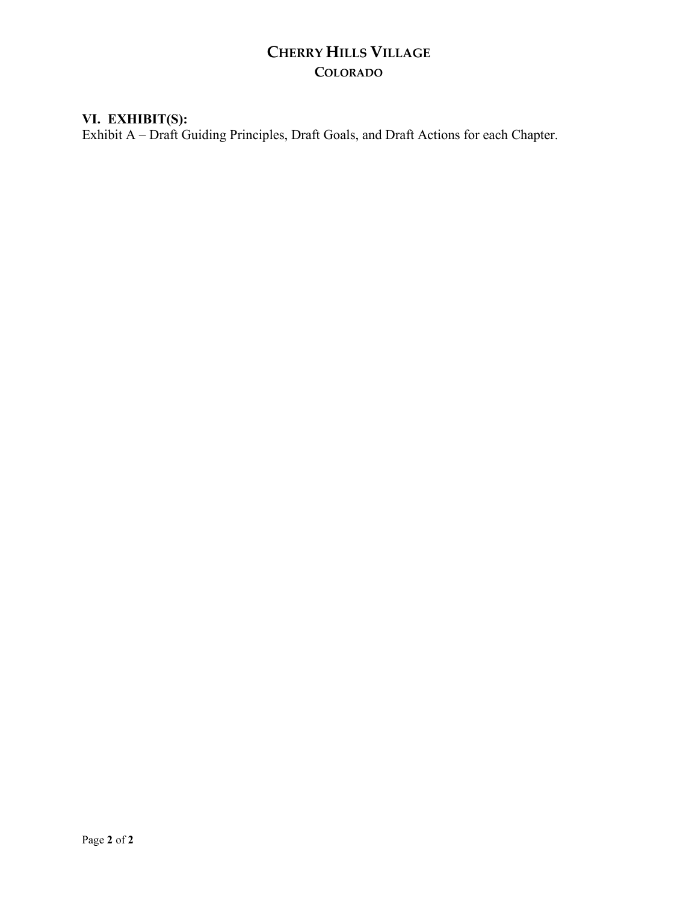## VI. EXHIBIT(S):

Exhibit A – Draft Guiding Principles, Draft Goals, and Draft Actions for each Chapter.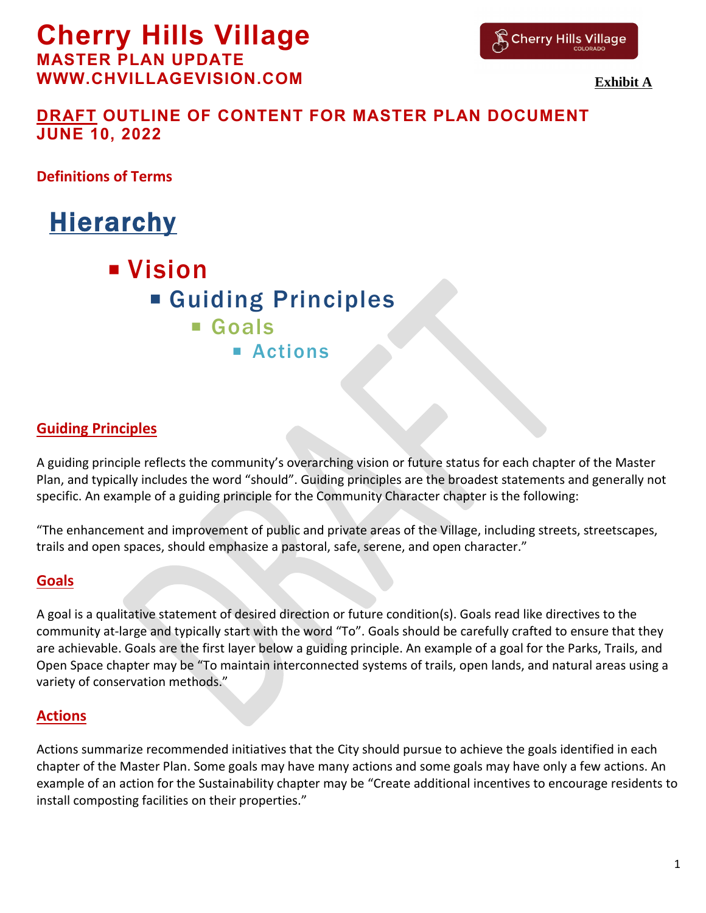# Cherry Hills Village
## MASTER PLAN UPDATE
## WWW.CHVILLAGEVISION.COM

Cherry Hills Village COLORADO

**Exhibit A**

## DRAFT OUTLINE OF CONTENT FOR MASTER PLAN DOCUMENT JUNE 10, 2022

### Definitions of Terms

## Hierarchy

- Vision
  - Guiding Principles
    - Goals
      - Actions

### Guiding Principles

A guiding principle reflects the community's overarching vision or future status for each chapter of the Master Plan, and typically includes the word "should". Guiding principles are the broadest statements and generally not specific. An example of a guiding principle for the Community Character chapter is the following:

"The enhancement and improvement of public and private areas of the Village, including streets, streetscapes, trails and open spaces, should emphasize a pastoral, safe, serene, and open character."

### Goals

A goal is a qualitative statement of desired direction or future condition(s). Goals read like directives to the community at-large and typically start with the word "To". Goals should be carefully crafted to ensure that they are achievable. Goals are the first layer below a guiding principle. An example of a goal for the Parks, Trails, and Open Space chapter may be "To maintain interconnected systems of trails, open lands, and natural areas using a variety of conservation methods."

### Actions

Actions summarize recommended initiatives that the City should pursue to achieve the goals identified in each chapter of the Master Plan. Some goals may have many actions and some goals may have only a few actions. An example of an action for the Sustainability chapter may be "Create additional incentives to encourage residents to install composting facilities on their properties."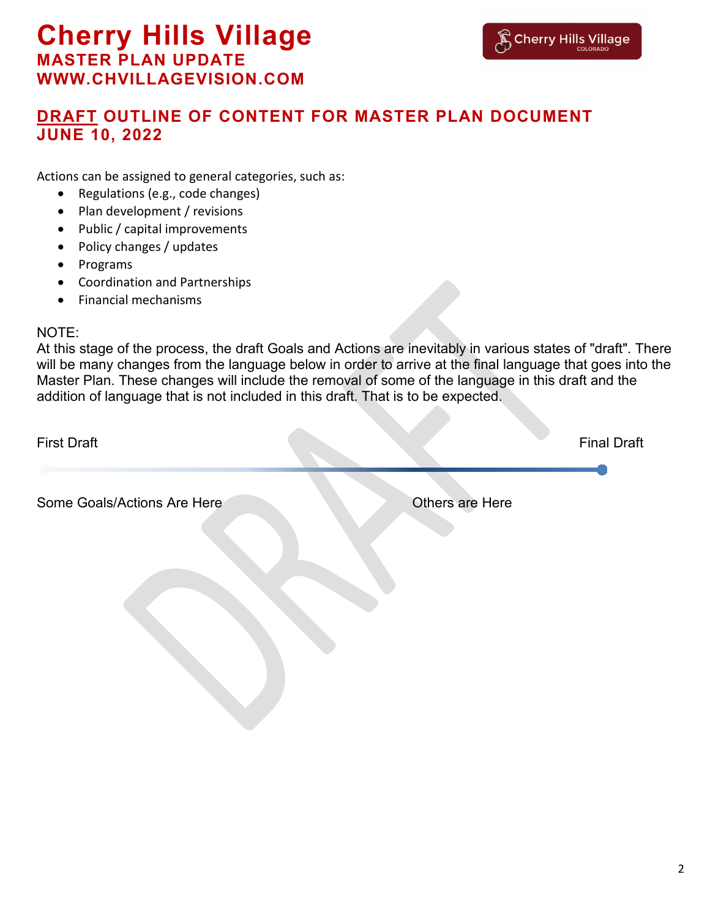# Cherry Hills Village

**MASTER PLAN UPDATE**
**WWW.CHVILLAGEVISION.COM**

## DRAFT OUTLINE OF CONTENT FOR MASTER PLAN DOCUMENT
## JUNE 10, 2022

Actions can be assigned to general categories, such as:

- Regulations (e.g., code changes)
- Plan development / revisions
- Public / capital improvements
- Policy changes / updates
- Programs
- Coordination and Partnerships
- Financial mechanisms

NOTE:
At this stage of the process, the draft Goals and Actions are inevitably in various states of "draft". There will be many changes from the language below in order to arrive at the final language that goes into the Master Plan. These changes will include the removal of some of the language in this draft and the addition of language that is not included in this draft. That is to be expected.

First Draft — Final Draft

Some Goals/Actions Are Here — Others are Here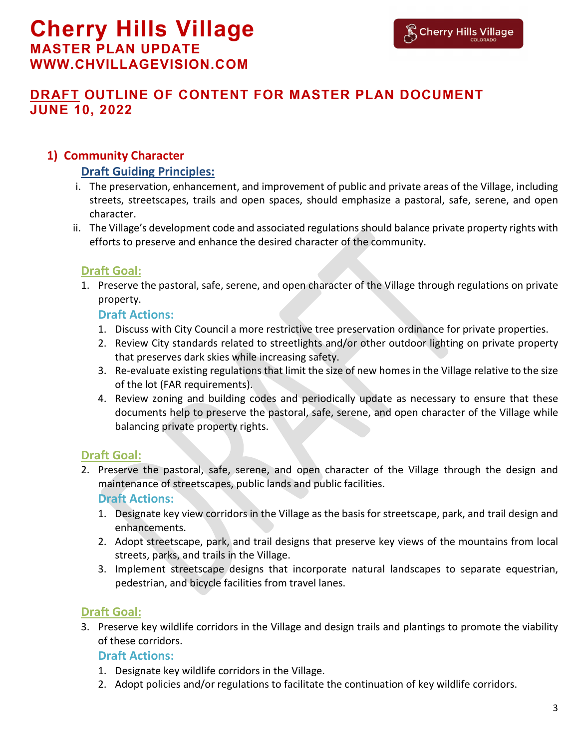# Cherry Hills Village

## MASTER PLAN UPDATE
## WWW.CHVILLAGEVISION.COM

## DRAFT OUTLINE OF CONTENT FOR MASTER PLAN DOCUMENT
## JUNE 10, 2022

### 1) Community Character

#### Draft Guiding Principles:

i. The preservation, enhancement, and improvement of public and private areas of the Village, including streets, streetscapes, trails and open spaces, should emphasize a pastoral, safe, serene, and open character.

ii. The Village's development code and associated regulations should balance private property rights with efforts to preserve and enhance the desired character of the community.

#### Draft Goal:

1. Preserve the pastoral, safe, serene, and open character of the Village through regulations on private property.

**Draft Actions:**

1. Discuss with City Council a more restrictive tree preservation ordinance for private properties.
2. Review City standards related to streetlights and/or other outdoor lighting on private property that preserves dark skies while increasing safety.
3. Re-evaluate existing regulations that limit the size of new homes in the Village relative to the size of the lot (FAR requirements).
4. Review zoning and building codes and periodically update as necessary to ensure that these documents help to preserve the pastoral, safe, serene, and open character of the Village while balancing private property rights.

#### Draft Goal:

2. Preserve the pastoral, safe, serene, and open character of the Village through the design and maintenance of streetscapes, public lands and public facilities.

**Draft Actions:**

1. Designate key view corridors in the Village as the basis for streetscape, park, and trail design and enhancements.
2. Adopt streetscape, park, and trail designs that preserve key views of the mountains from local streets, parks, and trails in the Village.
3. Implement streetscape designs that incorporate natural landscapes to separate equestrian, pedestrian, and bicycle facilities from travel lanes.

#### Draft Goal:

3. Preserve key wildlife corridors in the Village and design trails and plantings to promote the viability of these corridors.

**Draft Actions:**

1. Designate key wildlife corridors in the Village.
2. Adopt policies and/or regulations to facilitate the continuation of key wildlife corridors.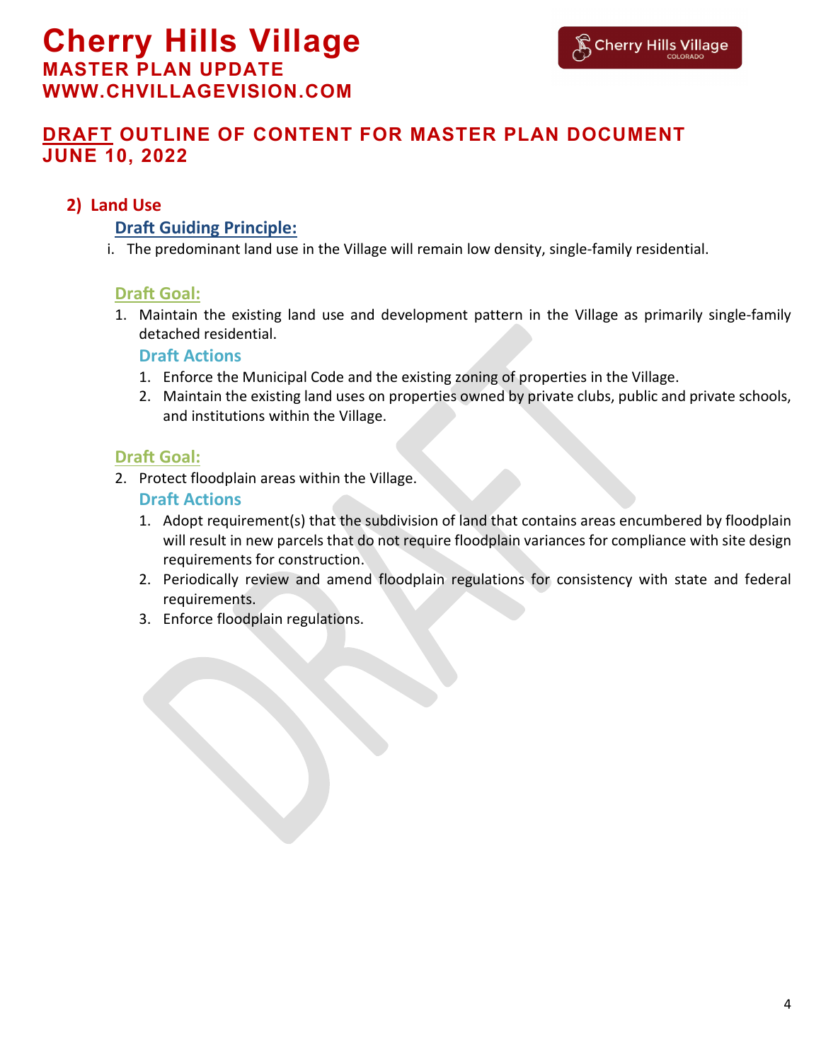# Cherry Hills Village

**MASTER PLAN UPDATE**
**WWW.CHVILLAGEVISION.COM**

## DRAFT OUTLINE OF CONTENT FOR MASTER PLAN DOCUMENT JUNE 10, 2022

### 2) Land Use

#### Draft Guiding Principle:

i. The predominant land use in the Village will remain low density, single-family residential.

#### Draft Goal:

1. Maintain the existing land use and development pattern in the Village as primarily single-family detached residential.

##### Draft Actions

1. Enforce the Municipal Code and the existing zoning of properties in the Village.
2. Maintain the existing land uses on properties owned by private clubs, public and private schools, and institutions within the Village.

#### Draft Goal:

2. Protect floodplain areas within the Village.

##### Draft Actions

1. Adopt requirement(s) that the subdivision of land that contains areas encumbered by floodplain will result in new parcels that do not require floodplain variances for compliance with site design requirements for construction.
2. Periodically review and amend floodplain regulations for consistency with state and federal requirements.
3. Enforce floodplain regulations.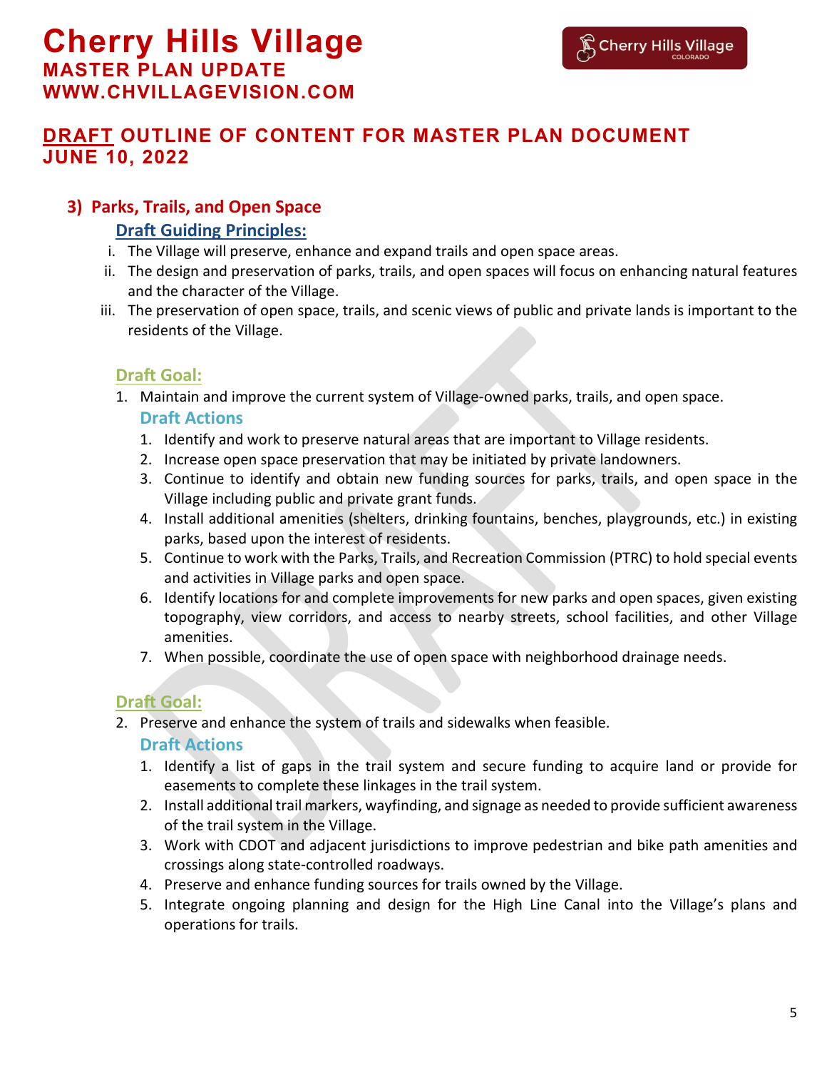## 3) Parks, Trails, and Open Space

### Draft Guiding Principles:

- i. The Village will preserve, enhance and expand trails and open space areas.
- ii. The design and preservation of parks, trails, and open spaces will focus on enhancing natural features and the character of the Village.
- iii. The preservation of open space, trails, and scenic views of public and private lands is important to the residents of the Village.

### Draft Goal:

1. Maintain and improve the current system of Village-owned parks, trails, and open space.

#### Draft Actions

1. Identify and work to preserve natural areas that are important to Village residents.
2. Increase open space preservation that may be initiated by private landowners.
3. Continue to identify and obtain new funding sources for parks, trails, and open space in the Village including public and private grant funds.
4. Install additional amenities (shelters, drinking fountains, benches, playgrounds, etc.) in existing parks, based upon the interest of residents.
5. Continue to work with the Parks, Trails, and Recreation Commission (PTRC) to hold special events and activities in Village parks and open space.
6. Identify locations for and complete improvements for new parks and open spaces, given existing topography, view corridors, and access to nearby streets, school facilities, and other Village amenities.
7. When possible, coordinate the use of open space with neighborhood drainage needs.

### Draft Goal:

2. Preserve and enhance the system of trails and sidewalks when feasible.

#### Draft Actions

1. Identify a list of gaps in the trail system and secure funding to acquire land or provide for easements to complete these linkages in the trail system.
2. Install additional trail markers, wayfinding, and signage as needed to provide sufficient awareness of the trail system in the Village.
3. Work with CDOT and adjacent jurisdictions to improve pedestrian and bike path amenities and crossings along state-controlled roadways.
4. Preserve and enhance funding sources for trails owned by the Village.
5. Integrate ongoing planning and design for the High Line Canal into the Village's plans and operations for trails.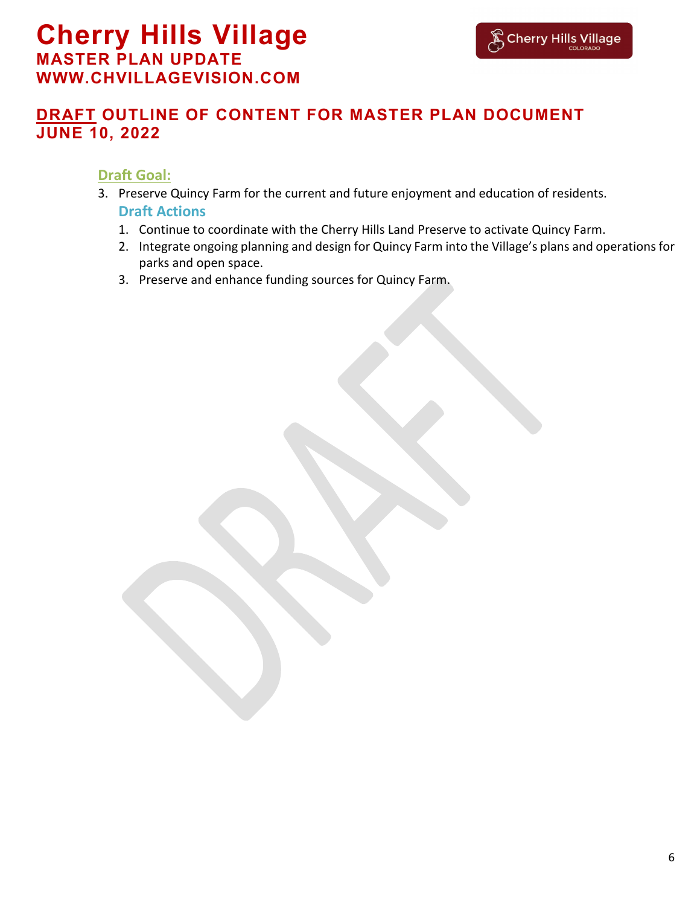**Draft Goal:**

3. Preserve Quincy Farm for the current and future enjoyment and education of residents.

**Draft Actions**

1. Continue to coordinate with the Cherry Hills Land Preserve to activate Quincy Farm.
2. Integrate ongoing planning and design for Quincy Farm into the Village's plans and operations for parks and open space.
3. Preserve and enhance funding sources for Quincy Farm.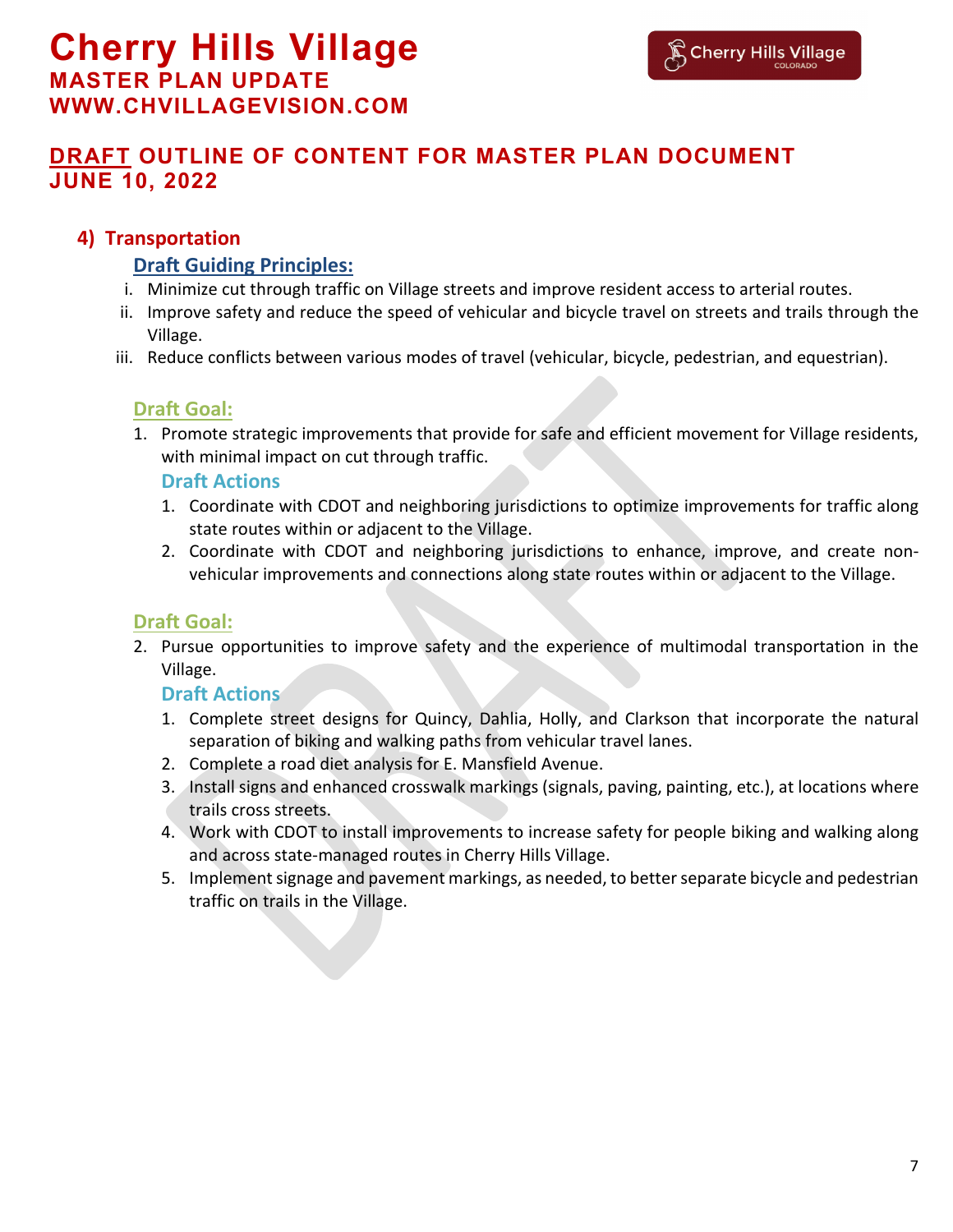# Cherry Hills Village

## MASTER PLAN UPDATE
## WWW.CHVILLAGEVISION.COM

## DRAFT OUTLINE OF CONTENT FOR MASTER PLAN DOCUMENT
## JUNE 10, 2022

### 4) Transportation

#### Draft Guiding Principles:

i. Minimize cut through traffic on Village streets and improve resident access to arterial routes.
ii. Improve safety and reduce the speed of vehicular and bicycle travel on streets and trails through the Village.
iii. Reduce conflicts between various modes of travel (vehicular, bicycle, pedestrian, and equestrian).

#### Draft Goal:

1. Promote strategic improvements that provide for safe and efficient movement for Village residents, with minimal impact on cut through traffic.

**Draft Actions**

1. Coordinate with CDOT and neighboring jurisdictions to optimize improvements for traffic along state routes within or adjacent to the Village.
2. Coordinate with CDOT and neighboring jurisdictions to enhance, improve, and create non-vehicular improvements and connections along state routes within or adjacent to the Village.

#### Draft Goal:

2. Pursue opportunities to improve safety and the experience of multimodal transportation in the Village.

**Draft Actions**

1. Complete street designs for Quincy, Dahlia, Holly, and Clarkson that incorporate the natural separation of biking and walking paths from vehicular travel lanes.
2. Complete a road diet analysis for E. Mansfield Avenue.
3. Install signs and enhanced crosswalk markings (signals, paving, painting, etc.), at locations where trails cross streets.
4. Work with CDOT to install improvements to increase safety for people biking and walking along and across state-managed routes in Cherry Hills Village.
5. Implement signage and pavement markings, as needed, to better separate bicycle and pedestrian traffic on trails in the Village.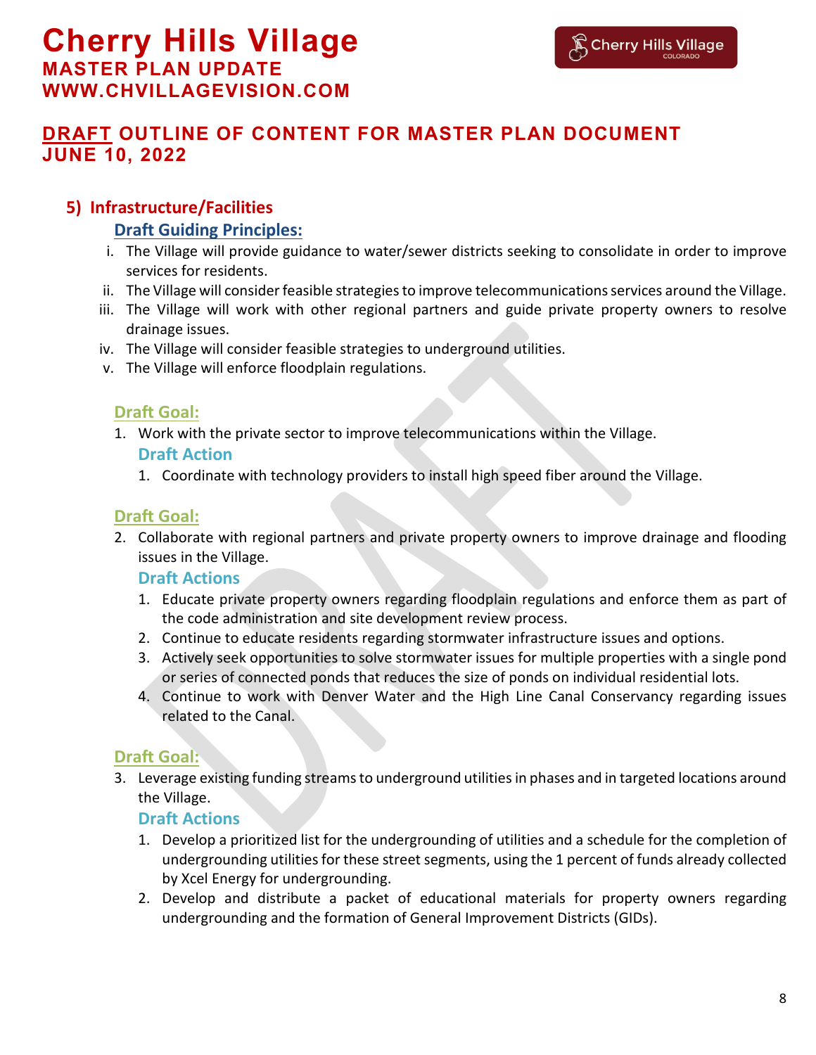# Cherry Hills Village

**MASTER PLAN UPDATE**
**WWW.CHVILLAGEVISION.COM**

## DRAFT OUTLINE OF CONTENT FOR MASTER PLAN DOCUMENT JUNE 10, 2022

### 5) Infrastructure/Facilities

#### Draft Guiding Principles:

i. The Village will provide guidance to water/sewer districts seeking to consolidate in order to improve services for residents.
ii. The Village will consider feasible strategies to improve telecommunications services around the Village.
iii. The Village will work with other regional partners and guide private property owners to resolve drainage issues.
iv. The Village will consider feasible strategies to underground utilities.
v. The Village will enforce floodplain regulations.

#### Draft Goal:

1. Work with the private sector to improve telecommunications within the Village.

**Draft Action**

1. Coordinate with technology providers to install high speed fiber around the Village.

#### Draft Goal:

2. Collaborate with regional partners and private property owners to improve drainage and flooding issues in the Village.

**Draft Actions**

1. Educate private property owners regarding floodplain regulations and enforce them as part of the code administration and site development review process.
2. Continue to educate residents regarding stormwater infrastructure issues and options.
3. Actively seek opportunities to solve stormwater issues for multiple properties with a single pond or series of connected ponds that reduces the size of ponds on individual residential lots.
4. Continue to work with Denver Water and the High Line Canal Conservancy regarding issues related to the Canal.

#### Draft Goal:

3. Leverage existing funding streams to underground utilities in phases and in targeted locations around the Village.

**Draft Actions**

1. Develop a prioritized list for the undergrounding of utilities and a schedule for the completion of undergrounding utilities for these street segments, using the 1 percent of funds already collected by Xcel Energy for undergrounding.
2. Develop and distribute a packet of educational materials for property owners regarding undergrounding and the formation of General Improvement Districts (GIDs).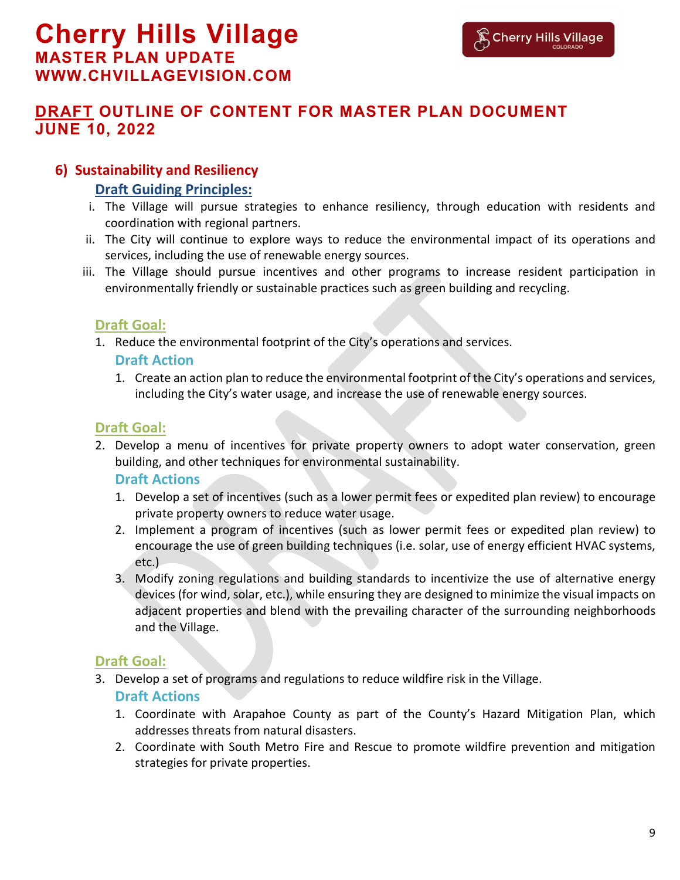# Cherry Hills Village

## MASTER PLAN UPDATE

## WWW.CHVILLAGEVISION.COM

## DRAFT OUTLINE OF CONTENT FOR MASTER PLAN DOCUMENT JUNE 10, 2022

### 6) Sustainability and Resiliency

#### Draft Guiding Principles:

i. The Village will pursue strategies to enhance resiliency, through education with residents and coordination with regional partners.

ii. The City will continue to explore ways to reduce the environmental impact of its operations and services, including the use of renewable energy sources.

iii. The Village should pursue incentives and other programs to increase resident participation in environmentally friendly or sustainable practices such as green building and recycling.

#### Draft Goal:

1. Reduce the environmental footprint of the City's operations and services.

**Draft Action**

1. Create an action plan to reduce the environmental footprint of the City's operations and services, including the City's water usage, and increase the use of renewable energy sources.

#### Draft Goal:

2. Develop a menu of incentives for private property owners to adopt water conservation, green building, and other techniques for environmental sustainability.

**Draft Actions**

1. Develop a set of incentives (such as a lower permit fees or expedited plan review) to encourage private property owners to reduce water usage.
2. Implement a program of incentives (such as lower permit fees or expedited plan review) to encourage the use of green building techniques (i.e. solar, use of energy efficient HVAC systems, etc.)
3. Modify zoning regulations and building standards to incentivize the use of alternative energy devices (for wind, solar, etc.), while ensuring they are designed to minimize the visual impacts on adjacent properties and blend with the prevailing character of the surrounding neighborhoods and the Village.

#### Draft Goal:

3. Develop a set of programs and regulations to reduce wildfire risk in the Village.

**Draft Actions**

1. Coordinate with Arapahoe County as part of the County's Hazard Mitigation Plan, which addresses threats from natural disasters.
2. Coordinate with South Metro Fire and Rescue to promote wildfire prevention and mitigation strategies for private properties.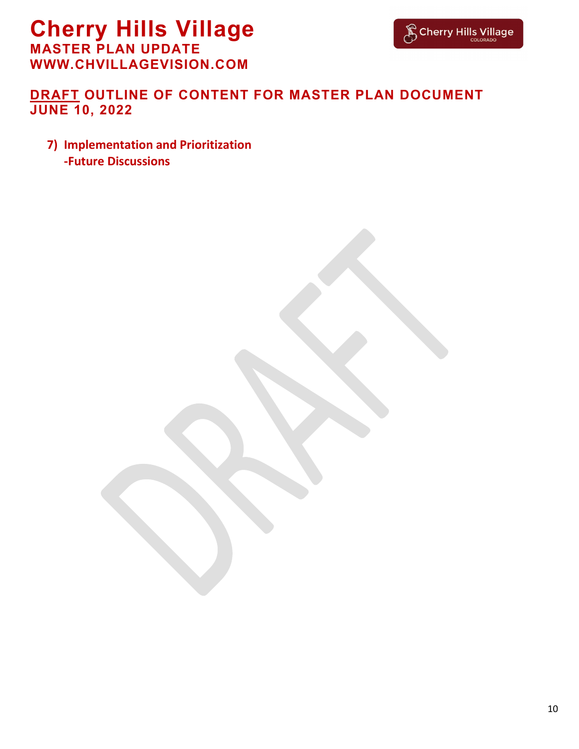7) **Implementation and Prioritization**
   **-Future Discussions**